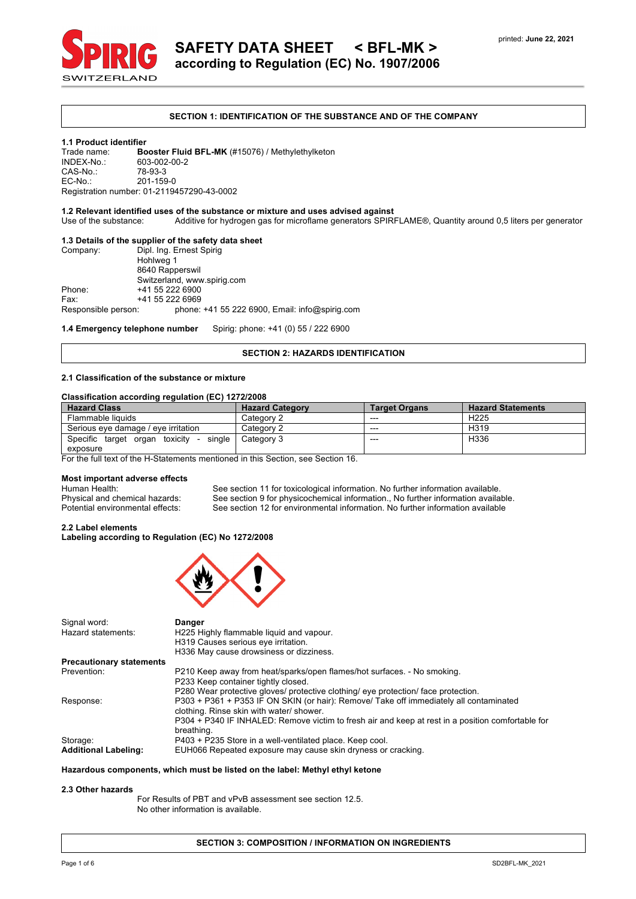# SAFETY DATA SHEET < BFL-MK >
## according to Regulation (EC) No. 1907/2006

printed: **June 22, 2021**

## SECTION 1: IDENTIFICATION OF THE SUBSTANCE AND OF THE COMPANY

### 1.1 Product identifier

Trade name: **Booster Fluid BFL-MK** (#15076) / Methylethylketon
INDEX-No.: 603-002-00-2
CAS-No.: 78-93-3
EC-No.: 201-159-0
Registration number: 01-2119457290-43-0002

### 1.2 Relevant identified uses of the substance or mixture and uses advised against

Use of the substance: Additive for hydrogen gas for microflame generators SPIRFLAME®, Quantity around 0,5 liters per generator

### 1.3 Details of the supplier of the safety data sheet

Company: Dipl. Ing. Ernest Spirig
Hohlweg 1
8640 Rapperswil
Switzerland, www.spirig.com
Phone: +41 55 222 6900
Fax: +41 55 222 6969
Responsible person: phone: +41 55 222 6900, Email: info@spirig.com

**1.4 Emergency telephone number** Spirig: phone: +41 (0) 55 / 222 6900

## SECTION 2: HAZARDS IDENTIFICATION

### 2.1 Classification of the substance or mixture

**Classification according regulation (EC) 1272/2008**

| Hazard Class | Hazard Category | Target Organs | Hazard Statements |
|---|---|---|---|
| Flammable liquids | Category 2 | --- | H225 |
| Serious eye damage / eye irritation | Category 2 | --- | H319 |
| Specific target organ toxicity - single exposure | Category 3 | --- | H336 |

For the full text of the H-Statements mentioned in this Section, see Section 16.

**Most important adverse effects**

Human Health: See section 11 for toxicological information. No further information available.
Physical and chemical hazards: See section 9 for physicochemical information., No further information available.
Potential environmental effects: See section 12 for environmental information. No further information available

### 2.2 Label elements

**Labeling according to Regulation (EC) No 1272/2008**

Signal word: **Danger**

Hazard statements:
H225 Highly flammable liquid and vapour.
H319 Causes serious eye irritation.
H336 May cause drowsiness or dizziness.

**Precautionary statements**

Prevention:
P210 Keep away from heat/sparks/open flames/hot surfaces. - No smoking.
P233 Keep container tightly closed.
P280 Wear protective gloves/ protective clothing/ eye protection/ face protection.

Response:
P303 + P361 + P353 IF ON SKIN (or hair): Remove/ Take off immediately all contaminated clothing. Rinse skin with water/ shower.
P304 + P340 IF INHALED: Remove victim to fresh air and keep at rest in a position comfortable for breathing.

Storage: P403 + P235 Store in a well-ventilated place. Keep cool.

**Additional Labeling:** EUH066 Repeated exposure may cause skin dryness or cracking.

**Hazardous components, which must be listed on the label: Methyl ethyl ketone**

### 2.3 Other hazards

For Results of PBT and vPvB assessment see section 12.5.
No other information is available.

## SECTION 3: COMPOSITION / INFORMATION ON INGREDIENTS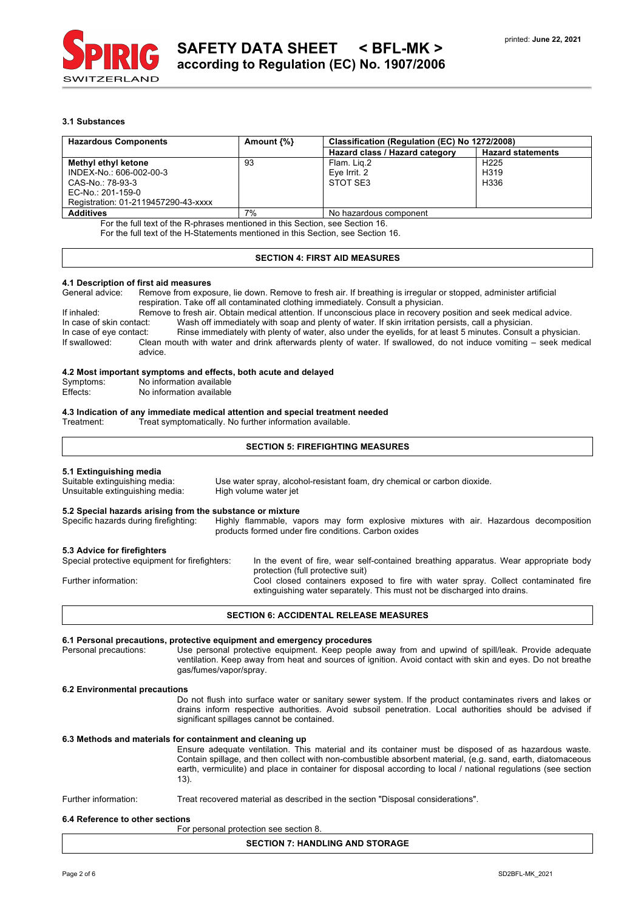### 3.1 Substances

| Hazardous Components | Amount {%} | Classification (Regulation (EC) No 1272/2008) | |
|---|---|---|---|
| | | Hazard class / Hazard category | Hazard statements |
| **Methyl ethyl ketone**<br>INDEX-No.: 606-002-00-3<br>CAS-No.: 78-93-3<br>EC-No.: 201-159-0<br>Registration: 01-2119457290-43-xxxx | 93 | Flam. Liq.2<br>Eye Irrit. 2<br>STOT SE3 | H225<br>H319<br>H336 |
| **Additives** | 7% | No hazardous component | |

For the full text of the R-phrases mentioned in this Section, see Section 16.
For the full text of the H-Statements mentioned in this Section, see Section 16.

## SECTION 4: FIRST AID MEASURES

### 4.1 Description of first aid measures

General advice: Remove from exposure, lie down. Remove to fresh air. If breathing is irregular or stopped, administer artificial respiration. Take off all contaminated clothing immediately. Consult a physician.

If inhaled: Remove to fresh air. Obtain medical attention. If unconscious place in recovery position and seek medical advice.

In case of skin contact: Wash off immediately with soap and plenty of water. If skin irritation persists, call a physician.

In case of eye contact: Rinse immediately with plenty of water, also under the eyelids, for at least 5 minutes. Consult a physician.

If swallowed: Clean mouth with water and drink afterwards plenty of water. If swallowed, do not induce vomiting – seek medical advice.

### 4.2 Most important symptoms and effects, both acute and delayed

Symptoms: No information available
Effects: No information available

### 4.3 Indication of any immediate medical attention and special treatment needed

Treatment: Treat symptomatically. No further information available.

## SECTION 5: FIREFIGHTING MEASURES

### 5.1 Extinguishing media

Suitable extinguishing media: Use water spray, alcohol-resistant foam, dry chemical or carbon dioxide.
Unsuitable extinguishing media: High volume water jet

### 5.2 Special hazards arising from the substance or mixture

Specific hazards during firefighting: Highly flammable, vapors may form explosive mixtures with air. Hazardous decomposition products formed under fire conditions. Carbon oxides

### 5.3 Advice for firefighters

Special protective equipment for firefighters: In the event of fire, wear self-contained breathing apparatus. Wear appropriate body protection (full protective suit)

Further information: Cool closed containers exposed to fire with water spray. Collect contaminated fire extinguishing water separately. This must not be discharged into drains.

## SECTION 6: ACCIDENTAL RELEASE MEASURES

### 6.1 Personal precautions, protective equipment and emergency procedures

Personal precautions: Use personal protective equipment. Keep people away from and upwind of spill/leak. Provide adequate ventilation. Keep away from heat and sources of ignition. Avoid contact with skin and eyes. Do not breathe gas/fumes/vapor/spray.

### 6.2 Environmental precautions

Do not flush into surface water or sanitary sewer system. If the product contaminates rivers and lakes or drains inform respective authorities. Avoid subsoil penetration. Local authorities should be advised if significant spillages cannot be contained.

### 6.3 Methods and materials for containment and cleaning up

Ensure adequate ventilation. This material and its container must be disposed of as hazardous waste. Contain spillage, and then collect with non-combustible absorbent material, (e.g. sand, earth, diatomaceous earth, vermiculite) and place in container for disposal according to local / national regulations (see section 13).

Further information: Treat recovered material as described in the section "Disposal considerations".

### 6.4 Reference to other sections

For personal protection see section 8.

## SECTION 7: HANDLING AND STORAGE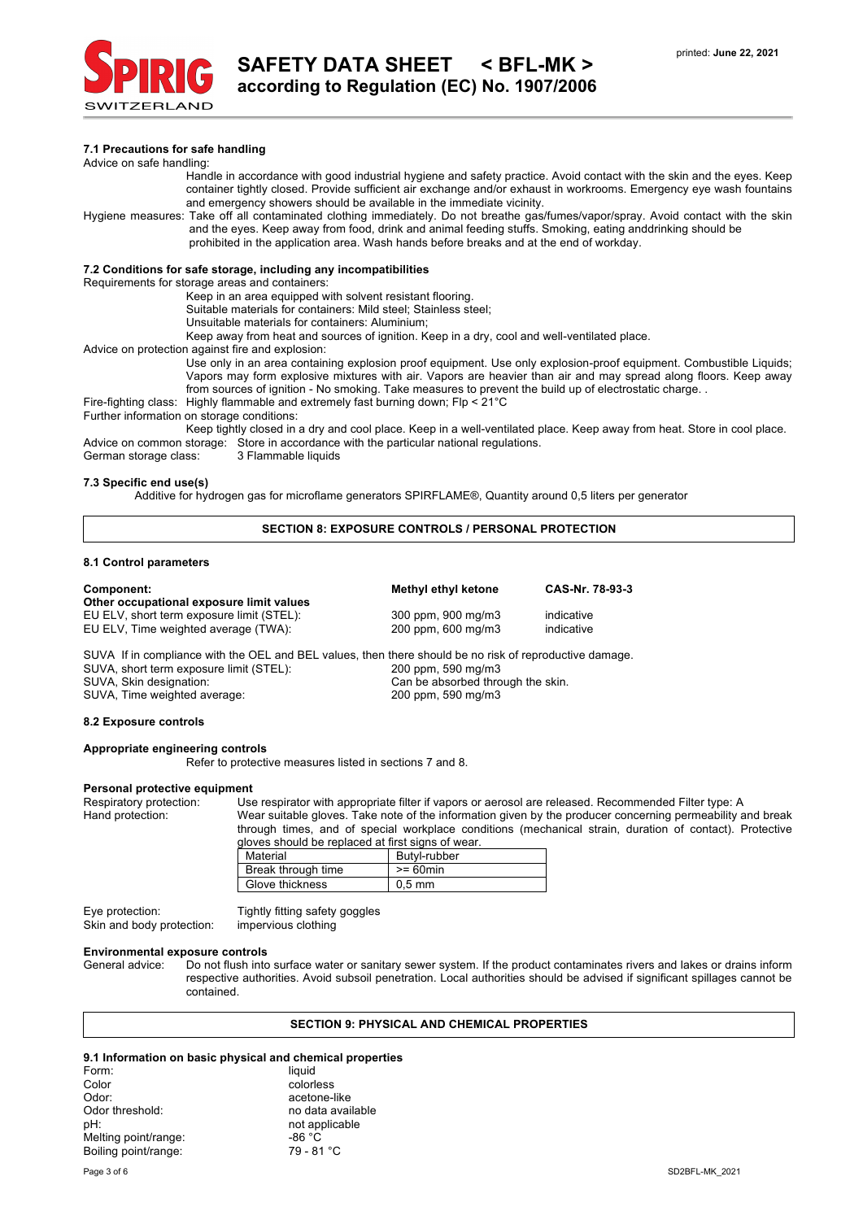### 7.1 Precautions for safe handling

Advice on safe handling:

Handle in accordance with good industrial hygiene and safety practice. Avoid contact with the skin and the eyes. Keep container tightly closed. Provide sufficient air exchange and/or exhaust in workrooms. Emergency eye wash fountains and emergency showers should be available in the immediate vicinity.

Hygiene measures: Take off all contaminated clothing immediately. Do not breathe gas/fumes/vapor/spray. Avoid contact with the skin and the eyes. Keep away from food, drink and animal feeding stuffs. Smoking, eating anddrinking should be prohibited in the application area. Wash hands before breaks and at the end of workday.

### 7.2 Conditions for safe storage, including any incompatibilities

Requirements for storage areas and containers:

Keep in an area equipped with solvent resistant flooring.
Suitable materials for containers: Mild steel; Stainless steel;
Unsuitable materials for containers: Aluminium;
Keep away from heat and sources of ignition. Keep in a dry, cool and well-ventilated place.

Advice on protection against fire and explosion:

Use only in an area containing explosion proof equipment. Use only explosion-proof equipment. Combustible Liquids; Vapors may form explosive mixtures with air. Vapors are heavier than air and may spread along floors. Keep away from sources of ignition - No smoking. Take measures to prevent the build up of electrostatic charge. .

Fire-fighting class: Highly flammable and extremely fast burning down; Flp < 21°C

Further information on storage conditions:

Keep tightly closed in a dry and cool place. Keep in a well-ventilated place. Keep away from heat. Store in cool place.

Advice on common storage: Store in accordance with the particular national regulations.
German storage class: 3 Flammable liquids

### 7.3 Specific end use(s)

Additive for hydrogen gas for microflame generators SPIRFLAME®, Quantity around 0,5 liters per generator

## SECTION 8: EXPOSURE CONTROLS / PERSONAL PROTECTION

### 8.1 Control parameters

| **Component:** | **Methyl ethyl ketone** | **CAS-Nr. 78-93-3** |
|---|---|---|
| **Other occupational exposure limit values** | | |
| EU ELV, short term exposure limit (STEL): | 300 ppm, 900 mg/m3 | indicative |
| EU ELV, Time weighted average (TWA): | 200 ppm, 600 mg/m3 | indicative |

SUVA If in compliance with the OEL and BEL values, then there should be no risk of reproductive damage.
SUVA, short term exposure limit (STEL): 200 ppm, 590 mg/m3
SUVA, Skin designation: Can be absorbed through the skin.
SUVA, Time weighted average: 200 ppm, 590 mg/m3

### 8.2 Exposure controls

**Appropriate engineering controls**

Refer to protective measures listed in sections 7 and 8.

**Personal protective equipment**

Respiratory protection: Use respirator with appropriate filter if vapors or aerosol are released. Recommended Filter type: A

Hand protection: Wear suitable gloves. Take note of the information given by the producer concerning permeability and break through times, and of special workplace conditions (mechanical strain, duration of contact). Protective gloves should be replaced at first signs of wear.

| Material | Butyl-rubber |
|---|---|
| Break through time | >= 60min |
| Glove thickness | 0,5 mm |

Eye protection: Tightly fitting safety goggles
Skin and body protection: impervious clothing

**Environmental exposure controls**

General advice: Do not flush into surface water or sanitary sewer system. If the product contaminates rivers and lakes or drains inform respective authorities. Avoid subsoil penetration. Local authorities should be advised if significant spillages cannot be contained.

## SECTION 9: PHYSICAL AND CHEMICAL PROPERTIES

### 9.1 Information on basic physical and chemical properties

| | |
|---|---|
| Form: | liquid |
| Color | colorless |
| Odor: | acetone-like |
| Odor threshold: | no data available |
| pH: | not applicable |
| Melting point/range: | -86 °C |
| Boiling point/range: | 79 - 81 °C |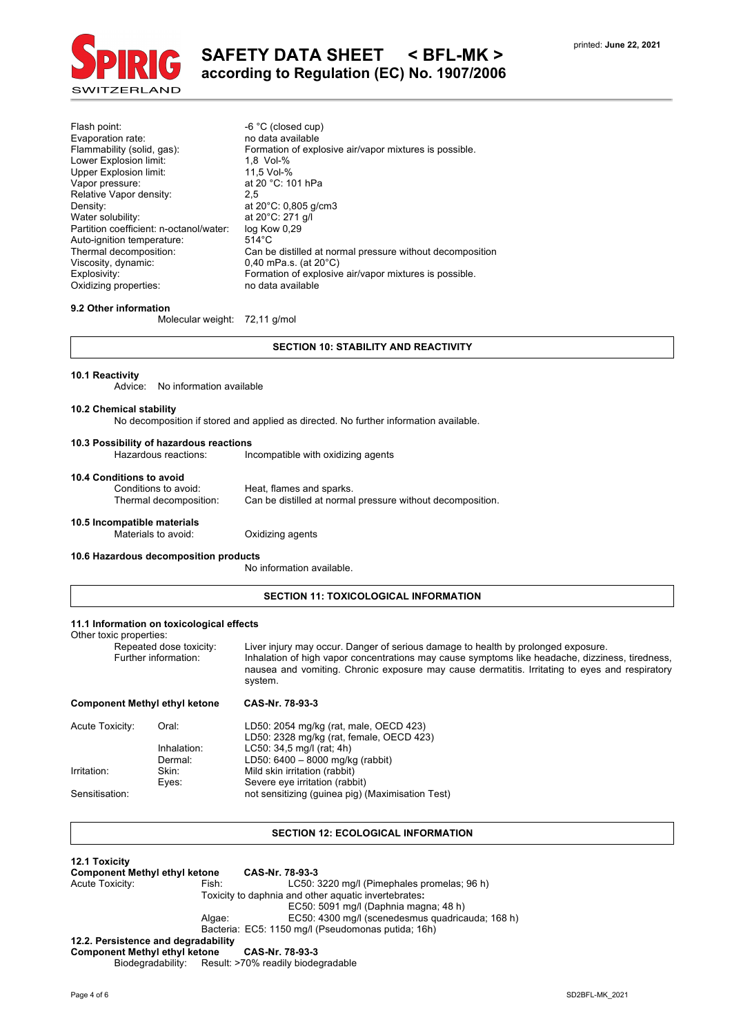| | |
|---|---|
| Flash point: | -6 °C (closed cup) |
| Evaporation rate: | no data available |
| Flammability (solid, gas): | Formation of explosive air/vapor mixtures is possible. |
| Lower Explosion limit: | 1,8 Vol-% |
| Upper Explosion limit: | 11,5 Vol-% |
| Vapor pressure: | at 20 °C: 101 hPa |
| Relative Vapor density: | 2,5 |
| Density: | at 20°C: 0,805 g/cm3 |
| Water solubility: | at 20°C: 271 g/l |
| Partition coefficient: n-octanol/water: | log Kow 0,29 |
| Auto-ignition temperature: | 514°C |
| Thermal decomposition: | Can be distilled at normal pressure without decomposition |
| Viscosity, dynamic: | 0,40 mPa.s. (at 20°C) |
| Explosivity: | Formation of explosive air/vapor mixtures is possible. |
| Oxidizing properties: | no data available |

**9.2 Other information**

Molecular weight: 72,11 g/mol

## SECTION 10: STABILITY AND REACTIVITY

**10.1 Reactivity**

Advice: No information available

**10.2 Chemical stability**

No decomposition if stored and applied as directed. No further information available.

**10.3 Possibility of hazardous reactions**

Hazardous reactions: Incompatible with oxidizing agents

**10.4 Conditions to avoid**

Conditions to avoid: Heat, flames and sparks.
Thermal decomposition: Can be distilled at normal pressure without decomposition.

**10.5 Incompatible materials**

Materials to avoid: Oxidizing agents

**10.6 Hazardous decomposition products**

No information available.

## SECTION 11: TOXICOLOGICAL INFORMATION

**11.1 Information on toxicological effects**

Other toxic properties:

Repeated dose toxicity: Liver injury may occur. Danger of serious damage to health by prolonged exposure.

Further information: Inhalation of high vapor concentrations may cause symptoms like headache, dizziness, tiredness, nausea and vomiting. Chronic exposure may cause dermatitis. Irritating to eyes and respiratory system.

| **Component Methyl ethyl ketone** | | **CAS-Nr. 78-93-3** |
|---|---|---|
| Acute Toxicity: | Oral: | LD50: 2054 mg/kg (rat, male, OECD 423)<br>LD50: 2328 mg/kg (rat, female, OECD 423) |
| | Inhalation: | LC50: 34,5 mg/l (rat; 4h) |
| | Dermal: | LD50: 6400 – 8000 mg/kg (rabbit) |
| Irritation: | Skin: | Mild skin irritation (rabbit) |
| | Eyes: | Severe eye irritation (rabbit) |
| Sensitisation: | | not sensitizing (guinea pig) (Maximisation Test) |

## SECTION 12: ECOLOGICAL INFORMATION

**12.1 Toxicity**

| **Component Methyl ethyl ketone** | | **CAS-Nr. 78-93-3** |
|---|---|---|
| Acute Toxicity: | Fish: | LC50: 3220 mg/l (Pimephales promelas; 96 h) |
| | Toxicity to daphnia and other aquatic invertebrates**:** | |
| | | EC50: 5091 mg/l (Daphnia magna; 48 h) |
| | Algae: | EC50: 4300 mg/l (scenedesmus quadricauda; 168 h) |
| | Bacteria: | EC5: 1150 mg/l (Pseudomonas putida; 16h) |

**12.2. Persistence and degradability**

**Component Methyl ethyl ketone** **CAS-Nr. 78-93-3**

Biodegradability: Result: >70% readily biodegradable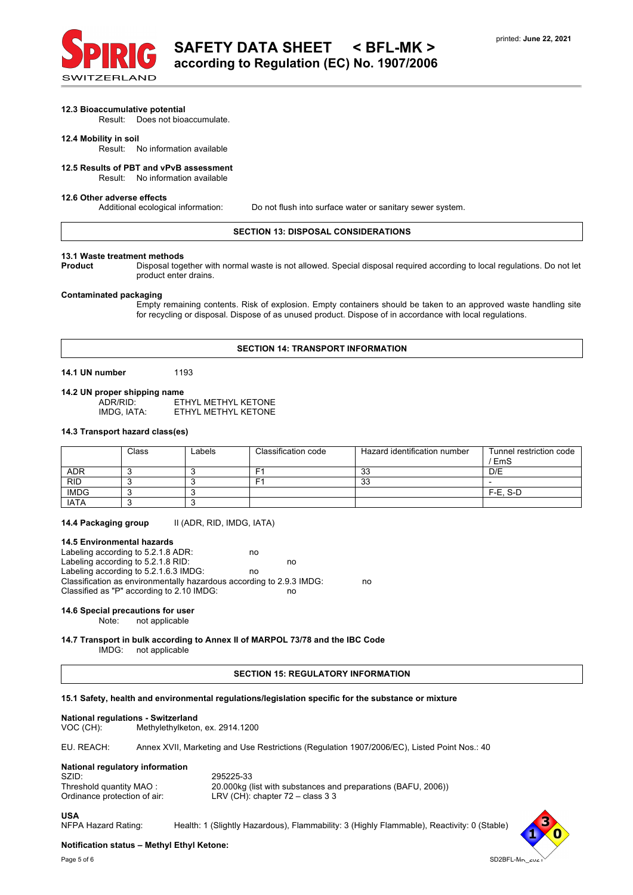### 12.3 Bioaccumulative potential

Result: Does not bioaccumulate.

### 12.4 Mobility in soil

Result: No information available

### 12.5 Results of PBT and vPvB assessment

Result: No information available

### 12.6 Other adverse effects

Additional ecological information: Do not flush into surface water or sanitary sewer system.

## SECTION 13: DISPOSAL CONSIDERATIONS

### 13.1 Waste treatment methods

**Product** Disposal together with normal waste is not allowed. Special disposal required according to local regulations. Do not let product enter drains.

**Contaminated packaging**

Empty remaining contents. Risk of explosion. Empty containers should be taken to an approved waste handling site for recycling or disposal. Dispose of as unused product. Dispose of in accordance with local regulations.

## SECTION 14: TRANSPORT INFORMATION

**14.1 UN number** 1193

### 14.2 UN proper shipping name

ADR/RID: ETHYL METHYL KETONE
IMDG, IATA: ETHYL METHYL KETONE

### 14.3 Transport hazard class(es)

| | Class | Labels | Classification code | Hazard identification number | Tunnel restriction code / EmS |
|---|---|---|---|---|---|
| ADR | 3 | 3 | F1 | 33 | D/E |
| RID | 3 | 3 | F1 | 33 | - |
| IMDG | 3 | 3 | | | F-E, S-D |
| IATA | 3 | 3 | | | |

**14.4 Packaging group** II (ADR, RID, IMDG, IATA)

### 14.5 Environmental hazards

Labeling according to 5.2.1.8 ADR: no
Labeling according to 5.2.1.8 RID: no
Labeling according to 5.2.1.6.3 IMDG: no
Classification as environmentally hazardous according to 2.9.3 IMDG: no
Classified as "P" according to 2.10 IMDG: no

### 14.6 Special precautions for user

Note: not applicable

### 14.7 Transport in bulk according to Annex II of MARPOL 73/78 and the IBC Code

IMDG: not applicable

## SECTION 15: REGULATORY INFORMATION

### 15.1 Safety, health and environmental regulations/legislation specific for the substance or mixture

**National regulations - Switzerland**

VOC (CH): Methylethylketon, ex. 2914.1200

EU. REACH: Annex XVII, Marketing and Use Restrictions (Regulation 1907/2006/EC), Listed Point Nos.: 40

**National regulatory information**

SZID: 295225-33
Threshold quantity MAO : 20.000kg (list with substances and preparations (BAFU, 2006))
Ordinance protection of air: LRV (CH): chapter 72 – class 3 3

**USA**

NFPA Hazard Rating: Health: 1 (Slightly Hazardous), Flammability: 3 (Highly Flammable), Reactivity: 0 (Stable)

**Notification status – Methyl Ethyl Ketone:**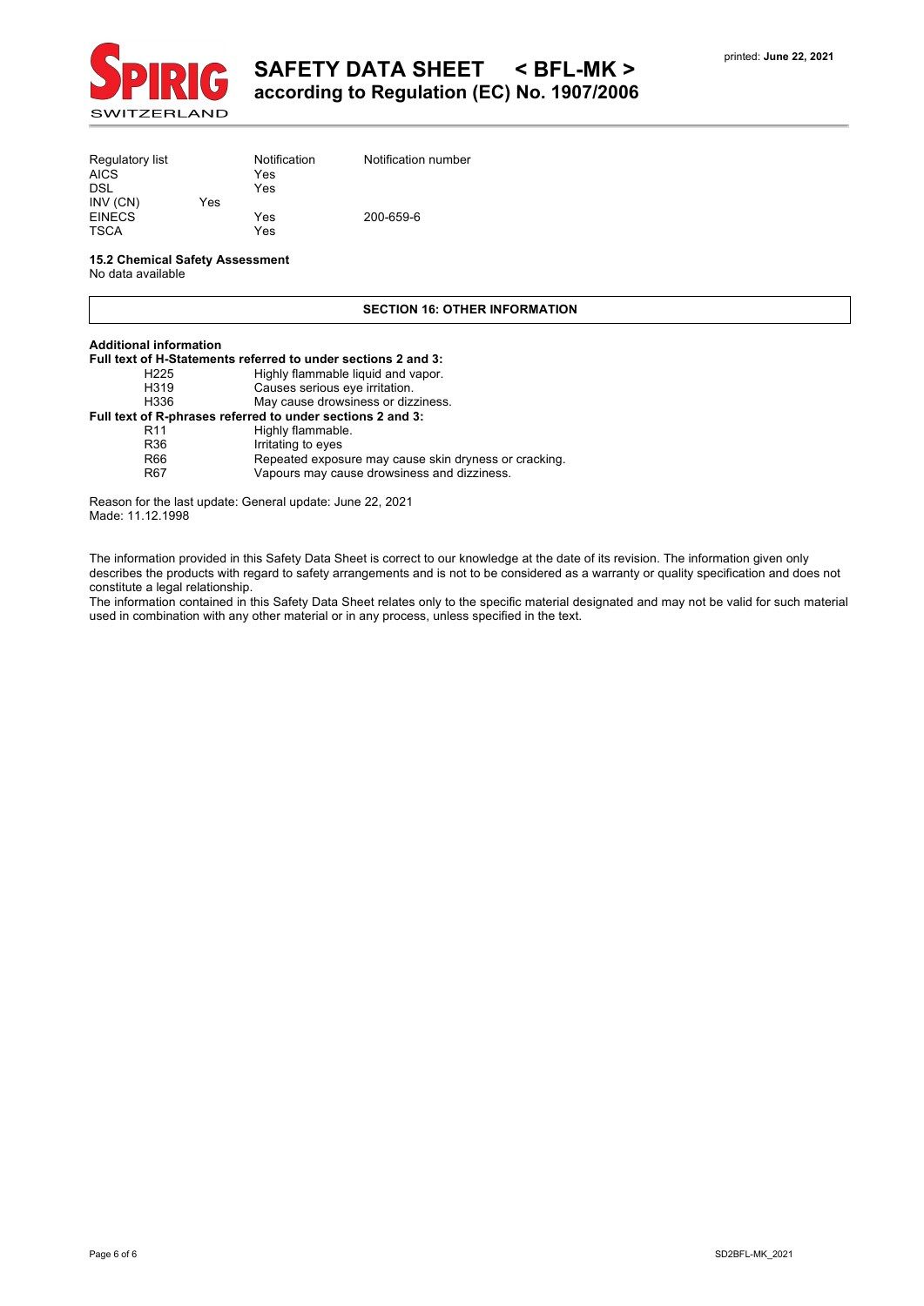| Regulatory list | | Notification | Notification number |
|---|---|---|---|
| AICS | | Yes | |
| DSL | | Yes | |
| INV (CN) | Yes | | |
| EINECS | | Yes | 200-659-6 |
| TSCA | | Yes | |

**15.2 Chemical Safety Assessment**
No data available

## SECTION 16: OTHER INFORMATION

**Additional information**

**Full text of H-Statements referred to under sections 2 and 3:**

| | |
|---|---|
| H225 | Highly flammable liquid and vapor. |
| H319 | Causes serious eye irritation. |
| H336 | May cause drowsiness or dizziness. |

**Full text of R-phrases referred to under sections 2 and 3:**

| | |
|---|---|
| R11 | Highly flammable. |
| R36 | Irritating to eyes |
| R66 | Repeated exposure may cause skin dryness or cracking. |
| R67 | Vapours may cause drowsiness and dizziness. |

Reason for the last update: General update: June 22, 2021
Made: 11.12.1998

The information provided in this Safety Data Sheet is correct to our knowledge at the date of its revision. The information given only describes the products with regard to safety arrangements and is not to be considered as a warranty or quality specification and does not constitute a legal relationship.
The information contained in this Safety Data Sheet relates only to the specific material designated and may not be valid for such material used in combination with any other material or in any process, unless specified in the text.